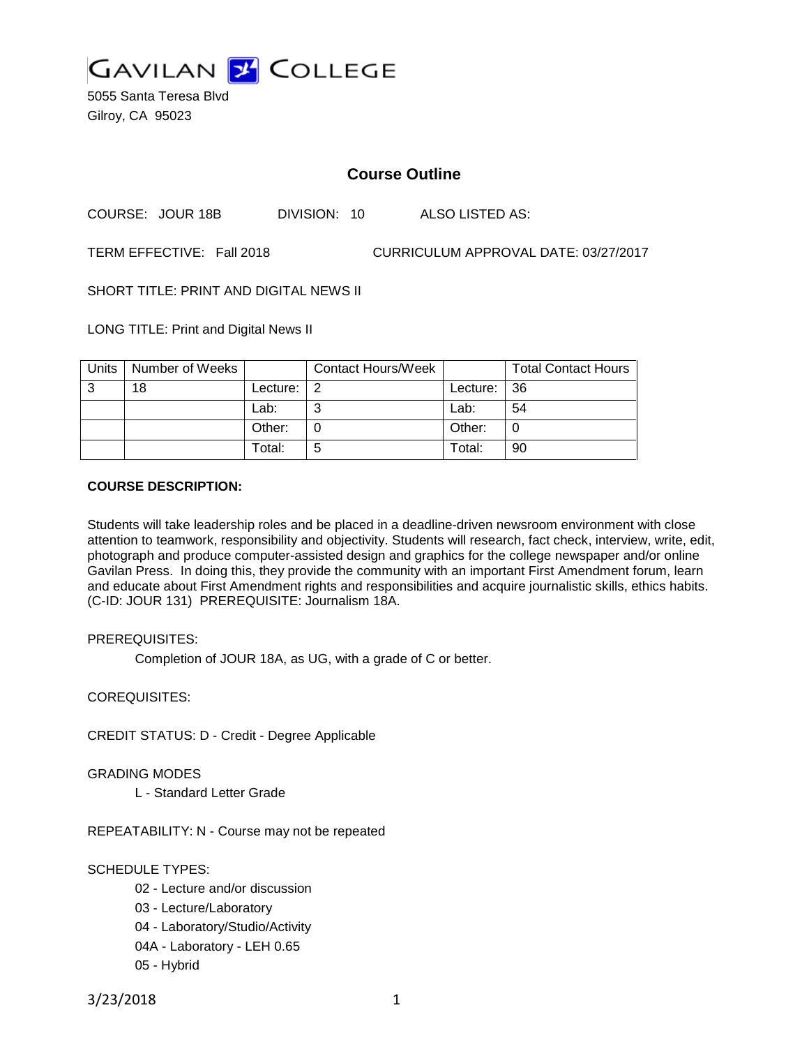# GAVILAN COLLEGE

5055 Santa Teresa Blvd
Gilroy, CA 95023

## Course Outline

COURSE: JOUR 18B DIVISION: 10 ALSO LISTED AS:

TERM EFFECTIVE: Fall 2018 CURRICULUM APPROVAL DATE: 03/27/2017

SHORT TITLE: PRINT AND DIGITAL NEWS II

LONG TITLE: Print and Digital News II

| Units | Number of Weeks | | Contact Hours/Week | | Total Contact Hours |
|---|---|---|---|---|---|
| 3 | 18 | Lecture: | 2 | Lecture: | 36 |
| | | Lab: | 3 | Lab: | 54 |
| | | Other: | 0 | Other: | 0 |
| | | Total: | 5 | Total: | 90 |

**COURSE DESCRIPTION:**

Students will take leadership roles and be placed in a deadline-driven newsroom environment with close attention to teamwork, responsibility and objectivity. Students will research, fact check, interview, write, edit, photograph and produce computer-assisted design and graphics for the college newspaper and/or online Gavilan Press. In doing this, they provide the community with an important First Amendment forum, learn and educate about First Amendment rights and responsibilities and acquire journalistic skills, ethics habits. (C-ID: JOUR 131) PREREQUISITE: Journalism 18A.

PREREQUISITES:

Completion of JOUR 18A, as UG, with a grade of C or better.

COREQUISITES:

CREDIT STATUS: D - Credit - Degree Applicable

GRADING MODES

L - Standard Letter Grade

REPEATABILITY: N - Course may not be repeated

SCHEDULE TYPES:

02 - Lecture and/or discussion
03 - Lecture/Laboratory
04 - Laboratory/Studio/Activity
04A - Laboratory - LEH 0.65
05 - Hybrid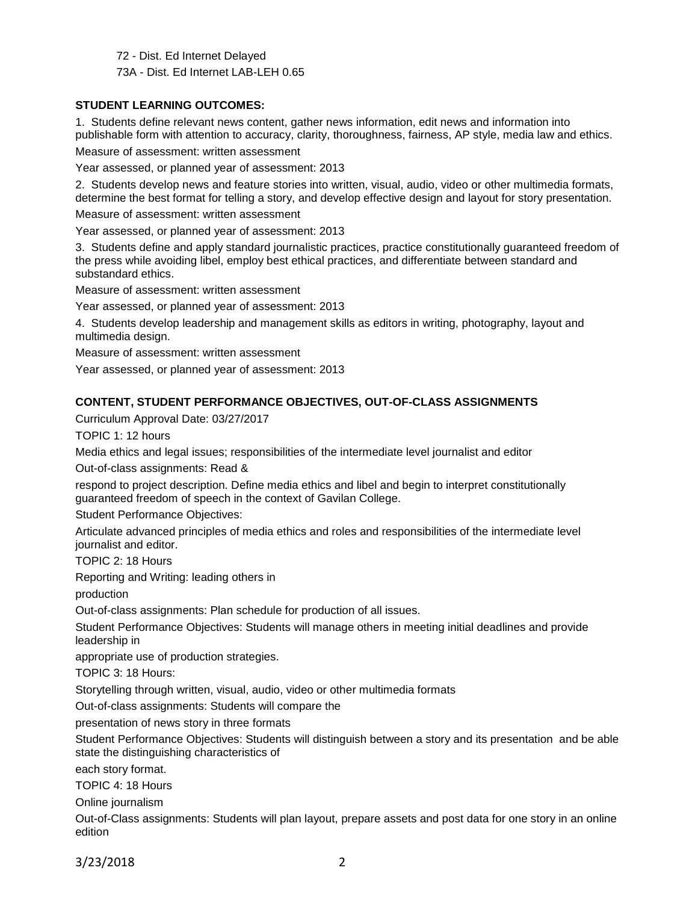72 - Dist. Ed Internet Delayed

73A - Dist. Ed Internet LAB-LEH 0.65

**STUDENT LEARNING OUTCOMES:**

1. Students define relevant news content, gather news information, edit news and information into publishable form with attention to accuracy, clarity, thoroughness, fairness, AP style, media law and ethics.

Measure of assessment: written assessment

Year assessed, or planned year of assessment: 2013

2. Students develop news and feature stories into written, visual, audio, video or other multimedia formats, determine the best format for telling a story, and develop effective design and layout for story presentation.

Measure of assessment: written assessment

Year assessed, or planned year of assessment: 2013

3. Students define and apply standard journalistic practices, practice constitutionally guaranteed freedom of the press while avoiding libel, employ best ethical practices, and differentiate between standard and substandard ethics.

Measure of assessment: written assessment

Year assessed, or planned year of assessment: 2013

4. Students develop leadership and management skills as editors in writing, photography, layout and multimedia design.

Measure of assessment: written assessment

Year assessed, or planned year of assessment: 2013

**CONTENT, STUDENT PERFORMANCE OBJECTIVES, OUT-OF-CLASS ASSIGNMENTS**

Curriculum Approval Date: 03/27/2017

TOPIC 1: 12 hours

Media ethics and legal issues; responsibilities of the intermediate level journalist and editor

Out-of-class assignments: Read &
respond to project description. Define media ethics and libel and begin to interpret constitutionally guaranteed freedom of speech in the context of Gavilan College.

Student Performance Objectives:

Articulate advanced principles of media ethics and roles and responsibilities of the intermediate level journalist and editor.

TOPIC 2: 18 Hours

Reporting and Writing: leading others in
production

Out-of-class assignments: Plan schedule for production of all issues.

Student Performance Objectives: Students will manage others in meeting initial deadlines and provide leadership in
appropriate use of production strategies.

TOPIC 3: 18 Hours:

Storytelling through written, visual, audio, video or other multimedia formats

Out-of-class assignments: Students will compare the
presentation of news story in three formats

Student Performance Objectives: Students will distinguish between a story and its presentation and be able state the distinguishing characteristics of
each story format.

TOPIC 4: 18 Hours

Online journalism

Out-of-Class assignments: Students will plan layout, prepare assets and post data for one story in an online edition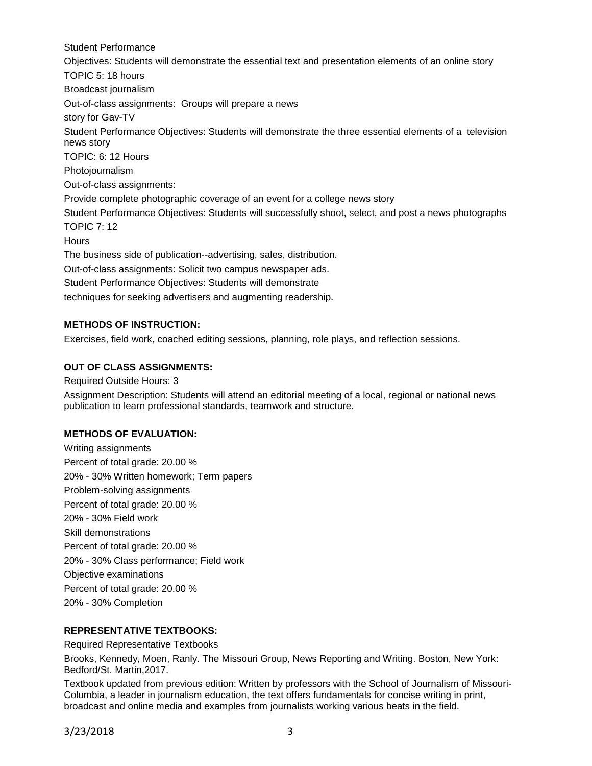Student Performance

Objectives: Students will demonstrate the essential text and presentation elements of an online story

TOPIC 5: 18 hours

Broadcast journalism

Out-of-class assignments: Groups will prepare a news

story for Gav-TV

Student Performance Objectives: Students will demonstrate the three essential elements of a television news story

TOPIC: 6: 12 Hours

Photojournalism

Out-of-class assignments:

Provide complete photographic coverage of an event for a college news story

Student Performance Objectives: Students will successfully shoot, select, and post a news photographs

TOPIC 7: 12

Hours

The business side of publication--advertising, sales, distribution.

Out-of-class assignments: Solicit two campus newspaper ads.

Student Performance Objectives: Students will demonstrate

techniques for seeking advertisers and augmenting readership.

**METHODS OF INSTRUCTION:**

Exercises, field work, coached editing sessions, planning, role plays, and reflection sessions.

**OUT OF CLASS ASSIGNMENTS:**

Required Outside Hours: 3

Assignment Description: Students will attend an editorial meeting of a local, regional or national news publication to learn professional standards, teamwork and structure.

**METHODS OF EVALUATION:**

Writing assignments

Percent of total grade: 20.00 %

20% - 30% Written homework; Term papers

Problem-solving assignments

Percent of total grade: 20.00 %

20% - 30% Field work

Skill demonstrations

Percent of total grade: 20.00 %

20% - 30% Class performance; Field work

Objective examinations

Percent of total grade: 20.00 %

20% - 30% Completion

**REPRESENTATIVE TEXTBOOKS:**

Required Representative Textbooks

Brooks, Kennedy, Moen, Ranly. The Missouri Group, News Reporting and Writing. Boston, New York: Bedford/St. Martin,2017.

Textbook updated from previous edition: Written by professors with the School of Journalism of Missouri-Columbia, a leader in journalism education, the text offers fundamentals for concise writing in print, broadcast and online media and examples from journalists working various beats in the field.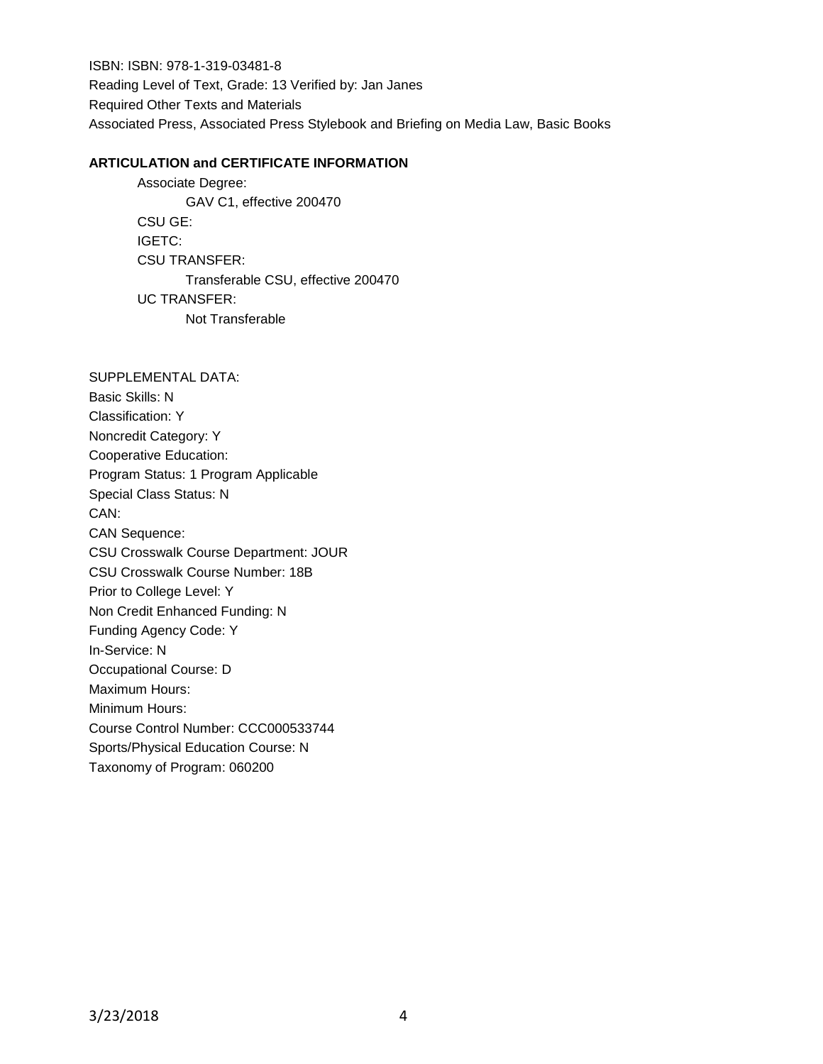ISBN: ISBN: 978-1-319-03481-8
Reading Level of Text, Grade: 13 Verified by: Jan Janes
Required Other Texts and Materials
Associated Press, Associated Press Stylebook and Briefing on Media Law, Basic Books

**ARTICULATION and CERTIFICATE INFORMATION**

Associate Degree:
    GAV C1, effective 200470
CSU GE:
IGETC:
CSU TRANSFER:
    Transferable CSU, effective 200470
UC TRANSFER:
    Not Transferable

SUPPLEMENTAL DATA:
Basic Skills: N
Classification: Y
Noncredit Category: Y
Cooperative Education:
Program Status: 1 Program Applicable
Special Class Status: N
CAN:
CAN Sequence:
CSU Crosswalk Course Department: JOUR
CSU Crosswalk Course Number: 18B
Prior to College Level: Y
Non Credit Enhanced Funding: N
Funding Agency Code: Y
In-Service: N
Occupational Course: D
Maximum Hours:
Minimum Hours:
Course Control Number: CCC000533744
Sports/Physical Education Course: N
Taxonomy of Program: 060200